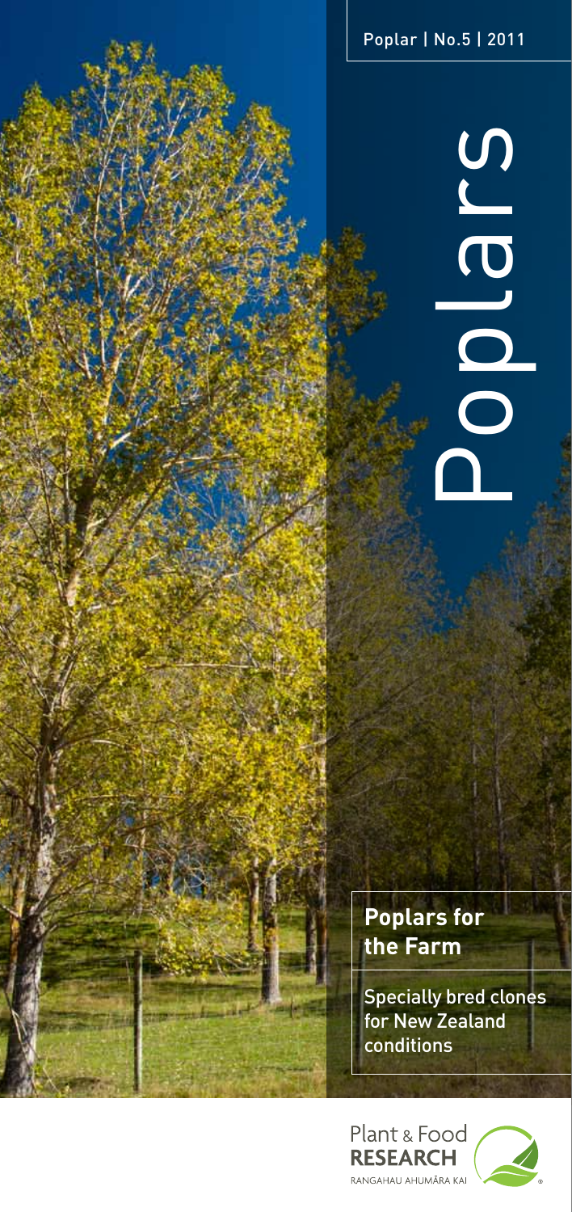Poplar | No.5 | 2011

# Poplars

## Poplars for the Farm

Specially bred clones for New Zealand conditions

Plant & Food RESEARCH

RANGAHAU AHUMĀRA KAI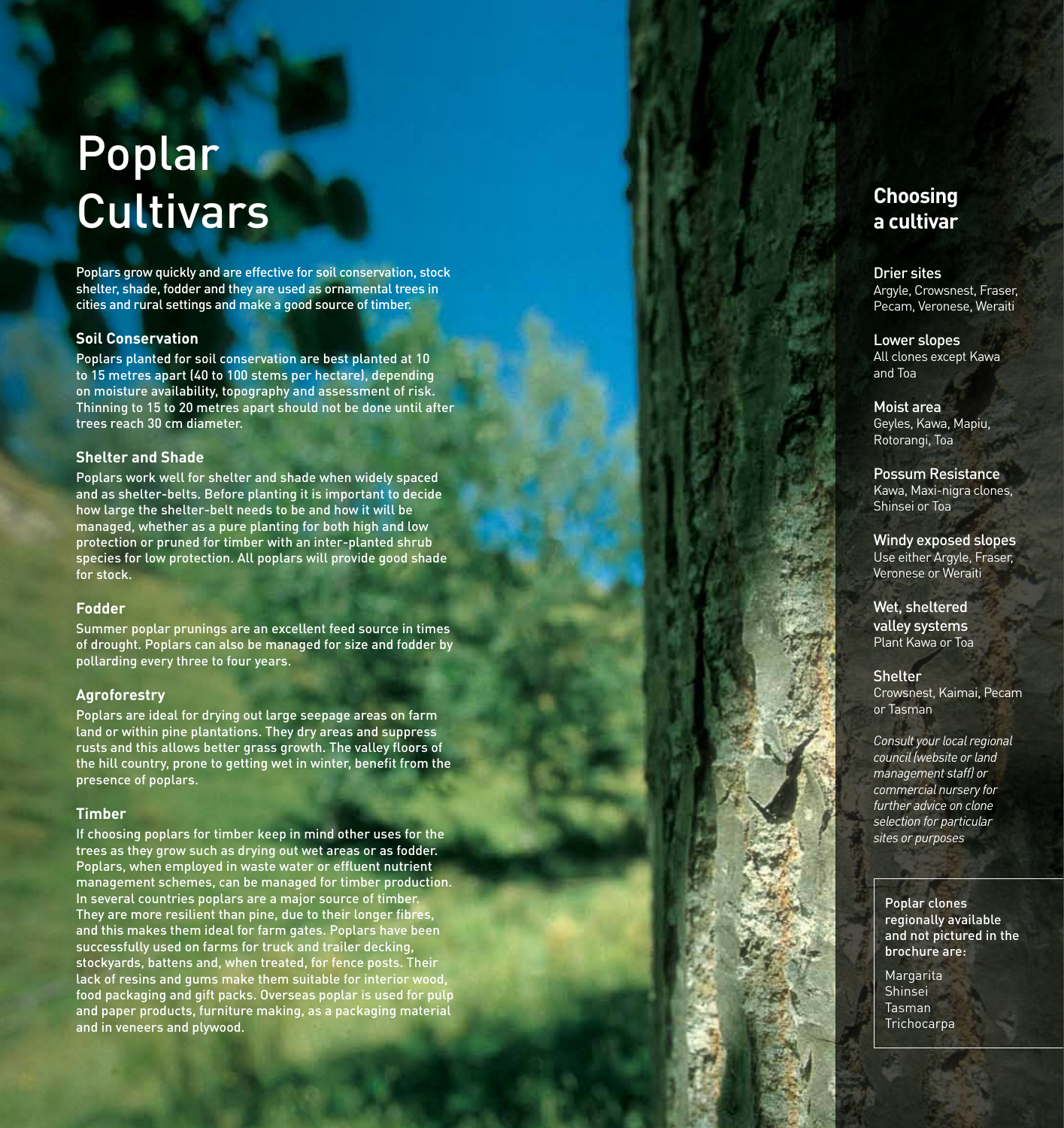# Poplar Cultivars

Poplars grow quickly and are effective for soil conservation, stock shelter, shade, fodder and they are used as ornamental trees in cities and rural settings and make a good source of timber.

### Soil Conservation

Poplars planted for soil conservation are best planted at 10 to 15 metres apart (40 to 100 stems per hectare), depending on moisture availability, topography and assessment of risk. Thinning to 15 to 20 metres apart should not be done until after trees reach 30 cm diameter.

### Shelter and Shade

Poplars work well for shelter and shade when widely spaced and as shelter-belts. Before planting it is important to decide how large the shelter-belt needs to be and how it will be managed, whether as a pure planting for both high and low protection or pruned for timber with an inter-planted shrub species for low protection. All poplars will provide good shade for stock.

### Fodder

Summer poplar prunings are an excellent feed source in times of drought. Poplars can also be managed for size and fodder by pollarding every three to four years.

### Agroforestry

Poplars are ideal for drying out large seepage areas on farm land or within pine plantations. They dry areas and suppress rusts and this allows better grass growth. The valley floors of the hill country, prone to getting wet in winter, benefit from the presence of poplars.

### Timber

If choosing poplars for timber keep in mind other uses for the trees as they grow such as drying out wet areas or as fodder. Poplars, when employed in waste water or effluent nutrient management schemes, can be managed for timber production. In several countries poplars are a major source of timber. They are more resilient than pine, due to their longer fibres, and this makes them ideal for farm gates. Poplars have been successfully used on farms for truck and trailer decking, stockyards, battens and, when treated, for fence posts. Their lack of resins and gums make them suitable for interior wood, food packaging and gift packs. Overseas poplar is used for pulp and paper products, furniture making, as a packaging material and in veneers and plywood.

## Choosing a cultivar

**Drier sites**
Argyle, Crowsnest, Fraser, Pecam, Veronese, Weraiti

**Lower slopes**
All clones except Kawa and Toa

**Moist area**
Geyles, Kawa, Mapiu, Rotorangi, Toa

**Possum Resistance**
Kawa, Maxi-nigra clones, Shinsei or Toa

**Windy exposed slopes**
Use either Argyle, Fraser, Veronese or Weraiti

**Wet, sheltered valley systems**
Plant Kawa or Toa

**Shelter**
Crowsnest, Kaimai, Pecam or Tasman

*Consult your local regional council (website or land management staff) or commercial nursery for further advice on clone selection for particular sites or purposes*

Poplar clones regionally available and not pictured in the brochure are:

Margarita
Shinsei
Tasman
Trichocarpa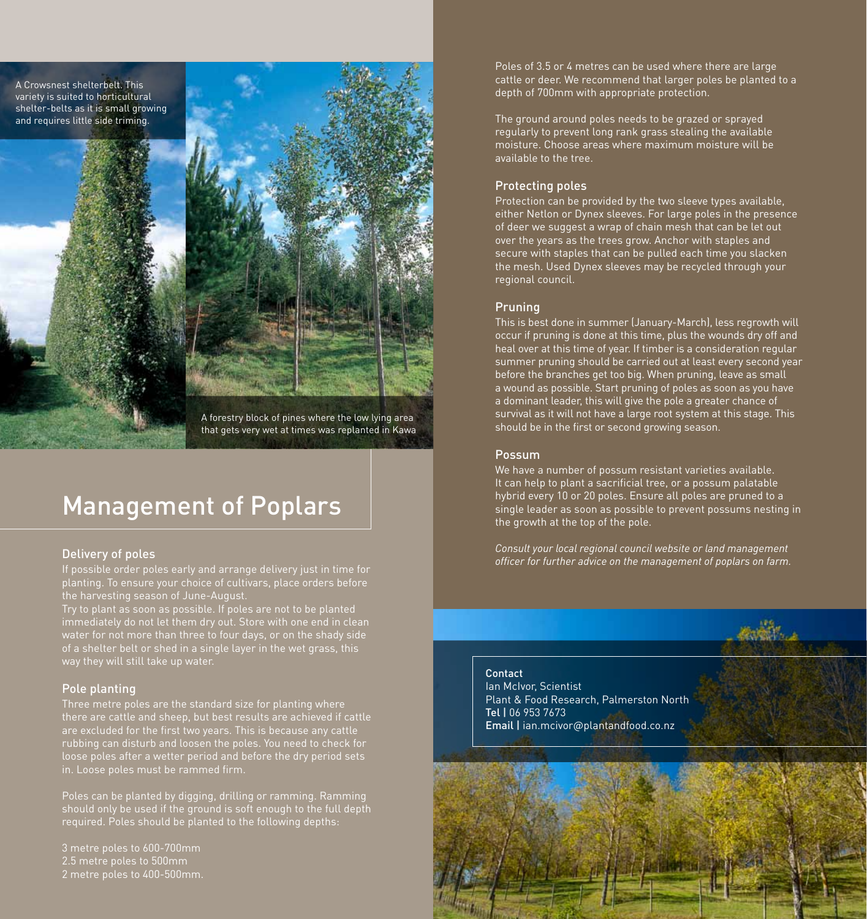A Crowsnest shelterbelt. This variety is suited to horticultural shelter-belts as it is small growing and requires little side triming.

A forestry block of pines where the low lying area that gets very wet at times was replanted in Kawa

# Management of Poplars

## Delivery of poles

If possible order poles early and arrange delivery just in time for planting. To ensure your choice of cultivars, place orders before the harvesting season of June-August.

Try to plant as soon as possible. If poles are not to be planted immediately do not let them dry out. Store with one end in clean water for not more than three to four days, or on the shady side of a shelter belt or shed in a single layer in the wet grass, this way they will still take up water.

## Pole planting

Three metre poles are the standard size for planting where there are cattle and sheep, but best results are achieved if cattle are excluded for the first two years. This is because any cattle rubbing can disturb and loosen the poles. You need to check for loose poles after a wetter period and before the dry period sets in. Loose poles must be rammed firm.

Poles can be planted by digging, drilling or ramming. Ramming should only be used if the ground is soft enough to the full depth required. Poles should be planted to the following depths:

3 metre poles to 600-700mm
2.5 metre poles to 500mm
2 metre poles to 400-500mm.

Poles of 3.5 or 4 metres can be used where there are large cattle or deer. We recommend that larger poles be planted to a depth of 700mm with appropriate protection.

The ground around poles needs to be grazed or sprayed regularly to prevent long rank grass stealing the available moisture. Choose areas where maximum moisture will be available to the tree.

## Protecting poles

Protection can be provided by the two sleeve types available, either Netlon or Dynex sleeves. For large poles in the presence of deer we suggest a wrap of chain mesh that can be let out over the years as the trees grow. Anchor with staples and secure with staples that can be pulled each time you slacken the mesh. Used Dynex sleeves may be recycled through your regional council.

## Pruning

This is best done in summer (January-March), less regrowth will occur if pruning is done at this time, plus the wounds dry off and heal over at this time of year. If timber is a consideration regular summer pruning should be carried out at least every second year before the branches get too big. When pruning, leave as small a wound as possible. Start pruning of poles as soon as you have a dominant leader, this will give the pole a greater chance of survival as it will not have a large root system at this stage. This should be in the first or second growing season.

## Possum

We have a number of possum resistant varieties available. It can help to plant a sacrificial tree, or a possum palatable hybrid every 10 or 20 poles. Ensure all poles are pruned to a single leader as soon as possible to prevent possums nesting in the growth at the top of the pole.

*Consult your local regional council website or land management officer for further advice on the management of poplars on farm.*

**Contact**
Ian McIvor, Scientist
Plant & Food Research, Palmerston North
**Tel |** 06 953 7673
**Email |** ian.mcivor@plantandfood.co.nz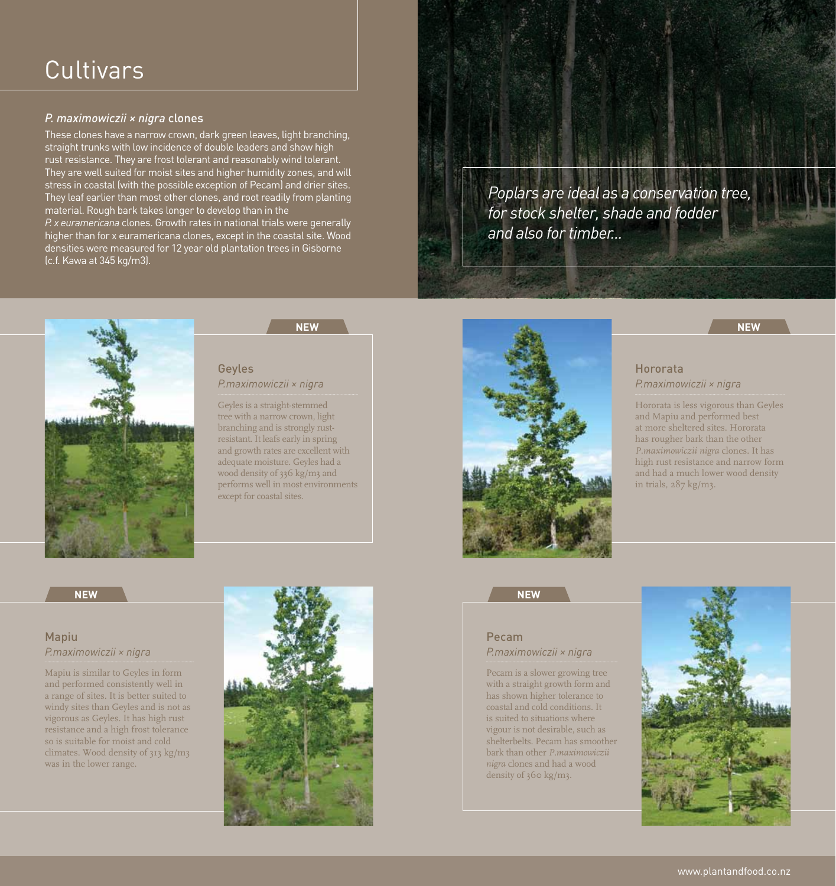# Cultivars

## *P. maximowiczii × nigra* clones

These clones have a narrow crown, dark green leaves, light branching, straight trunks with low incidence of double leaders and show high rust resistance. They are frost tolerant and reasonably wind tolerant. They are well suited for moist sites and higher humidity zones, and will stress in coastal (with the possible exception of Pecam) and drier sites. They leaf earlier than most other clones, and root readily from planting material. Rough bark takes longer to develop than in the *P. x euramericana* clones. Growth rates in national trials were generally higher than for x euramericana clones, except in the coastal site. Wood densities were measured for 12 year old plantation trees in Gisborne (c.f. Kawa at 345 kg/m3).

*Poplars are ideal as a conservation tree, for stock shelter, shade and fodder and also for timber...*

**NEW**

### Geyles

*P.maximowiczii × nigra*

Geyles is a straight-stemmed tree with a narrow crown, light branching and is strongly rust-resistant. It leafs early in spring and growth rates are excellent with adequate moisture. Geyles had a wood density of 336 kg/m3 and performs well in most environments except for coastal sites.

**NEW**

### Hororata

*P.maximowiczii × nigra*

Hororata is less vigorous than Geyles and Mapiu and performed best at more sheltered sites. Hororata has rougher bark than the other *P.maximowiczii nigra* clones. It has high rust resistance and narrow form and had a much lower wood density in trials, 287 kg/m3.

**NEW**

### Mapiu

*P.maximowiczii × nigra*

Mapiu is similar to Geyles in form and performed consistently well in a range of sites. It is better suited to windy sites than Geyles and is not as vigorous as Geyles. It has high rust resistance and a high frost tolerance so is suitable for moist and cold climates. Wood density of 313 kg/m3 was in the lower range.

**NEW**

### Pecam

*P.maximowiczii × nigra*

Pecam is a slower growing tree with a straight growth form and has shown higher tolerance to coastal and cold conditions. It is suited to situations where vigour is not desirable, such as shelterbelts. Pecam has smoother bark than other *P.maximowiczii nigra* clones and had a wood density of 360 kg/m3.

www.plantandfood.co.nz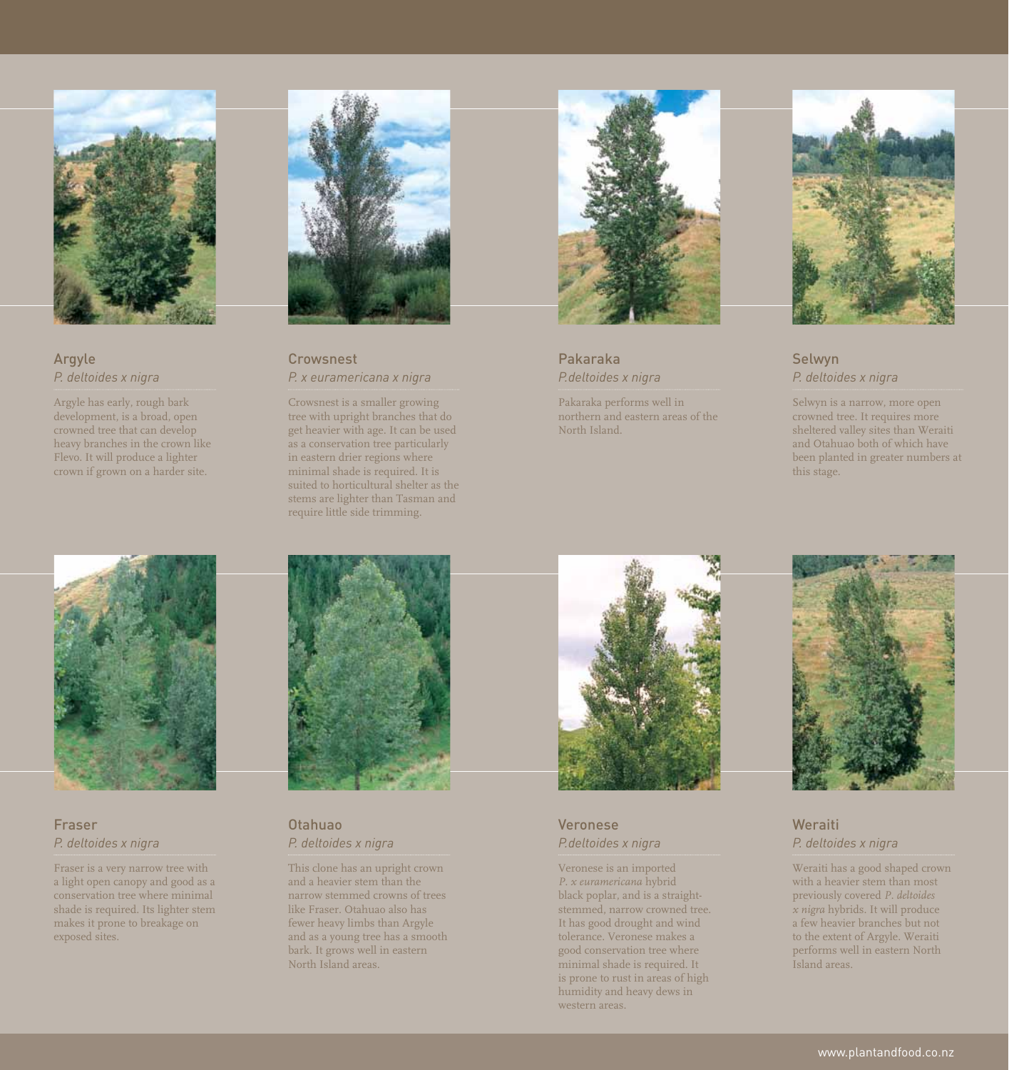## Argyle

*P. deltoides x nigra*

Argyle has early, rough bark development, is a broad, open crowned tree that can develop heavy branches in the crown like Flevo. It will produce a lighter crown if grown on a harder site.

## Crowsnest

*P. x euramericana x nigra*

Crowsnest is a smaller growing tree with upright branches that do get heavier with age. It can be used as a conservation tree particularly in eastern drier regions where minimal shade is required. It is suited to horticultural shelter as the stems are lighter than Tasman and require little side trimming.

## Pakaraka

*P.deltoides x nigra*

Pakaraka performs well in northern and eastern areas of the North Island.

## Selwyn

*P. deltoides x nigra*

Selwyn is a narrow, more open crowned tree. It requires more sheltered valley sites than Weraiti and Otahuao both of which have been planted in greater numbers at this stage.

## Fraser

*P. deltoides x nigra*

Fraser is a very narrow tree with a light open canopy and good as a conservation tree where minimal shade is required. Its lighter stem makes it prone to breakage on exposed sites.

## Otahuao

*P. deltoides x nigra*

This clone has an upright crown and a heavier stem than the narrow stemmed crowns of trees like Fraser. Otahuao also has fewer heavy limbs than Argyle and as a young tree has a smooth bark. It grows well in eastern North Island areas.

## Veronese

*P.deltoides x nigra*

Veronese is an imported *P. x euramericana* hybrid black poplar, and is a straight-stemmed, narrow crowned tree. It has good drought and wind tolerance. Veronese makes a good conservation tree where minimal shade is required. It is prone to rust in areas of high humidity and heavy dews in western areas.

## Weraiti

*P. deltoides x nigra*

Weraiti has a good shaped crown with a heavier stem than most previously covered *P. deltoides x nigra* hybrids. It will produce a few heavier branches but not to the extent of Argyle. Weraiti performs well in eastern North Island areas.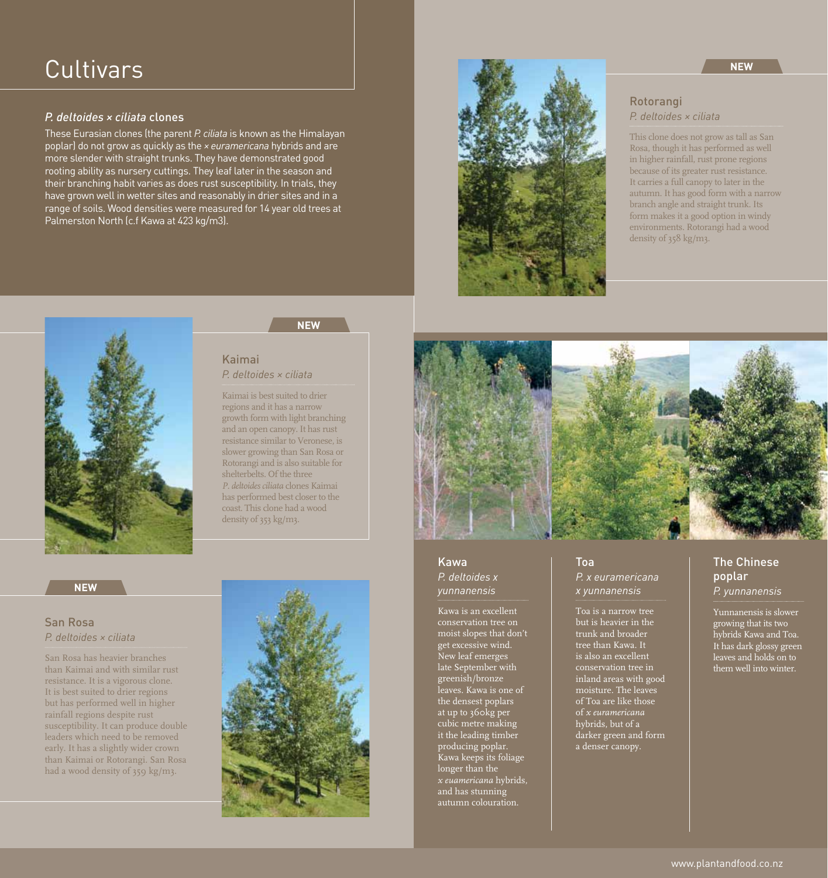# Cultivars

## *P. deltoides × ciliata* clones

These Eurasian clones (the parent *P. ciliata* is known as the Himalayan poplar) do not grow as quickly as the *× euramericana* hybrids and are more slender with straight trunks. They have demonstrated good rooting ability as nursery cuttings. They leaf later in the season and their branching habit varies as does rust susceptibility. In trials, they have grown well in wetter sites and reasonably in drier sites and in a range of soils. Wood densities were measured for 14 year old trees at Palmerston North (c.f Kawa at 423 kg/m3).

NEW

### Rotorangi

*P. deltoides × ciliata*

This clone does not grow as tall as San Rosa, though it has performed as well in higher rainfall, rust prone regions because of its greater rust resistance. It carries a full canopy to later in the autumn. It has good form with a narrow branch angle and straight trunk. Its form makes it a good option in windy environments. Rotorangi had a wood density of 358 kg/m3.

NEW

### Kaimai

*P. deltoides × ciliata*

Kaimai is best suited to drier regions and it has a narrow growth form with light branching and an open canopy. It has rust resistance similar to Veronese, is slower growing than San Rosa or Rotorangi and is also suitable for shelterbelts. Of the three *P. deltoides ciliata* clones Kaimai has performed best closer to the coast. This clone had a wood density of 353 kg/m3.

NEW

### San Rosa

*P. deltoides × ciliata*

San Rosa has heavier branches than Kaimai and with similar rust resistance. It is a vigorous clone. It is best suited to drier regions but has performed well in higher rainfall regions despite rust susceptibility. It can produce double leaders which need to be removed early. It has a slightly wider crown than Kaimai or Rotorangi. San Rosa had a wood density of 359 kg/m3.

### Kawa

*P. deltoides x yunnanensis*

Kawa is an excellent conservation tree on moist slopes that don't get excessive wind. New leaf emerges late September with greenish/bronze leaves. Kawa is one of the densest poplars at up to 360kg per cubic metre making it the leading timber producing poplar. Kawa keeps its foliage longer than the *x euamericana* hybrids, and has stunning autumn colouration.

### Toa

*P. x euramericana x yunnanensis*

Toa is a narrow tree but is heavier in the trunk and broader tree than Kawa. It is also an excellent conservation tree in inland areas with good moisture. The leaves of Toa are like those of *x euramericana* hybrids, but of a darker green and form a denser canopy.

### The Chinese poplar

*P. yunnanensis*

Yunnanensis is slower growing that its two hybrids Kawa and Toa. It has dark glossy green leaves and holds on to them well into winter.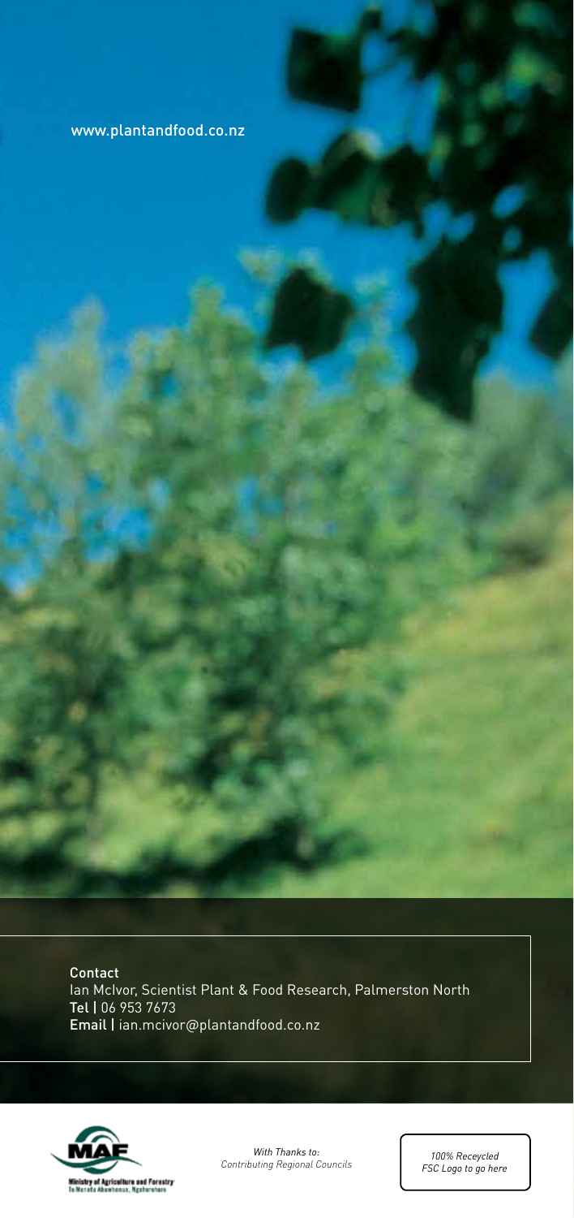www.plantandfood.co.nz

**Contact**
Ian McIvor, Scientist Plant & Food Research, Palmerston North
**Tel |** 06 953 7673
**Email |** ian.mcivor@plantandfood.co.nz

MAF
Ministry of Agriculture and Forestry
Te Manatu Ahuwhenua, Ngaherehere

*With Thanks to:*
*Contributing Regional Councils*

*100% Receycled*
*FSC Logo to go here*